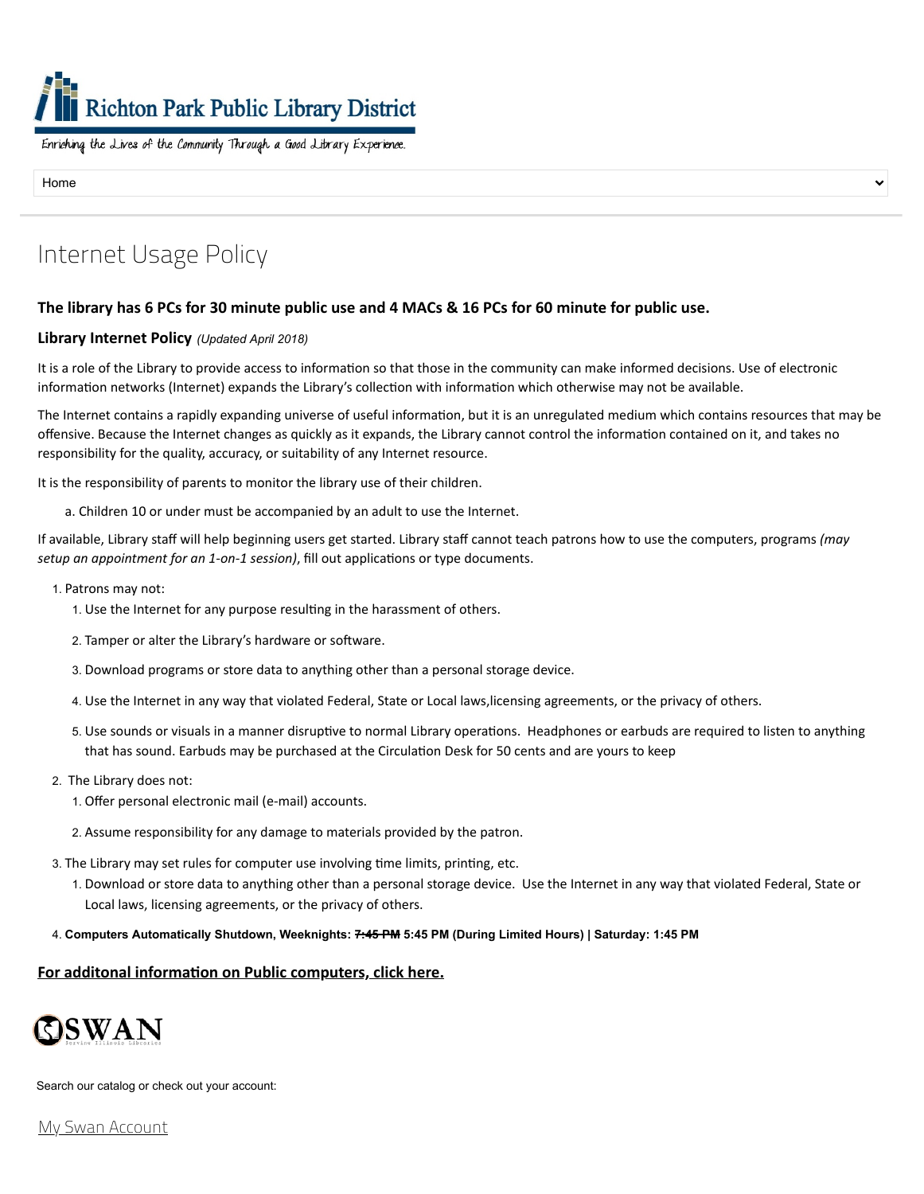Richton Park Public Library District

Enriching the Lives of the Community Through a Good Library Experience.

Home

# Internet Usage Policy

### The library has 6 PCs for 30 minute public use and 4 MACs & 16 PCs for 60 minute for public use.

### Library Internet Policy *(Updated April 2018)*

It is a role of the Library to provide access to information so that those in the community can make informed decisions. Use of electronic information networks (Internet) expands the Library's collection with information which otherwise may not be available.

The Internet contains a rapidly expanding universe of useful information, but it is an unregulated medium which contains resources that may be offensive. Because the Internet changes as quickly as it expands, the Library cannot control the information contained on it, and takes no responsibility for the quality, accuracy, or suitability of any Internet resource.

It is the responsibility of parents to monitor the library use of their children.

a. Children 10 or under must be accompanied by an adult to use the Internet.

If available, Library staff will help beginning users get started. Library staff cannot teach patrons how to use the computers, programs *(may setup an appointment for an 1-on-1 session)*, fill out applications or type documents.

1. Patrons may not:
   1. Use the Internet for any purpose resulting in the harassment of others.
   2. Tamper or alter the Library's hardware or software.
   3. Download programs or store data to anything other than a personal storage device.
   4. Use the Internet in any way that violated Federal, State or Local laws,licensing agreements, or the privacy of others.
   5. Use sounds or visuals in a manner disruptive to normal Library operations. Headphones or earbuds are required to listen to anything that has sound. Earbuds may be purchased at the Circulation Desk for 50 cents and are yours to keep
2. The Library does not:
   1. Offer personal electronic mail (e-mail) accounts.
   2. Assume responsibility for any damage to materials provided by the patron.
3. The Library may set rules for computer use involving time limits, printing, etc.
   1. Download or store data to anything other than a personal storage device. Use the Internet in any way that violated Federal, State or Local laws, licensing agreements, or the privacy of others.
4. **Computers Automatically Shutdown, Weeknights: ~~7:45 PM~~ 5:45 PM (During Limited Hours) | Saturday: 1:45 PM**

**For additonal information on Public computers, click here.**

SWAN

Search our catalog or check out your account:

My Swan Account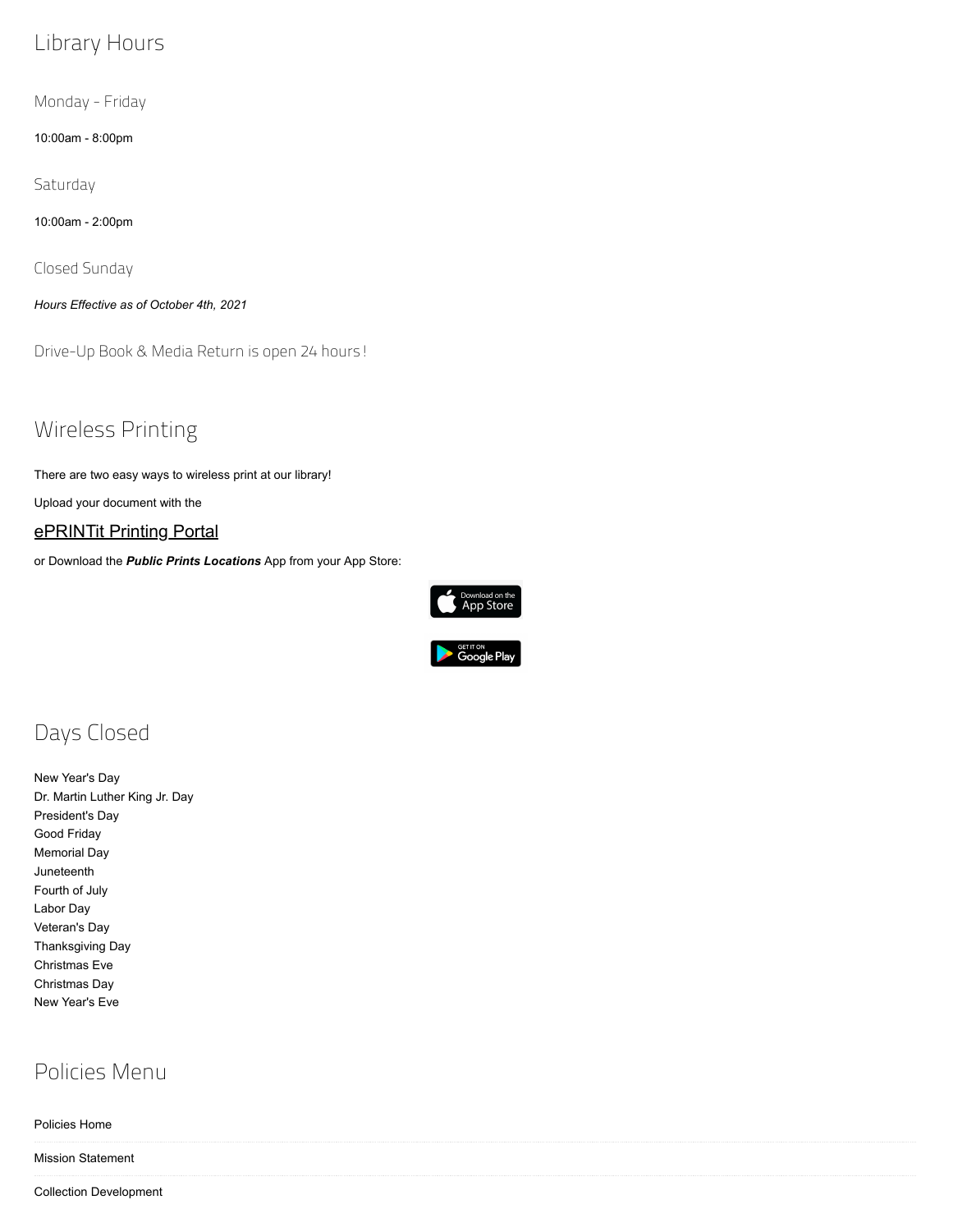## Library Hours

### Monday - Friday

10:00am - 8:00pm

### Saturday

10:00am - 2:00pm

### Closed Sunday

***Hours Effective as of October 4th, 2021***

### Drive-Up Book & Media Return is open 24 hours!

## Wireless Printing

There are two easy ways to wireless print at our library!

Upload your document with the

### ePRINTit Printing Portal

or Download the ***Public Prints Locations*** App from your App Store:

## Days Closed

New Year's Day
Dr. Martin Luther King Jr. Day
President's Day
Good Friday
Memorial Day
Juneteenth
Fourth of July
Labor Day
Veteran's Day
Thanksgiving Day
Christmas Eve
Christmas Day
New Year's Eve

## Policies Menu

Policies Home

Mission Statement

Collection Development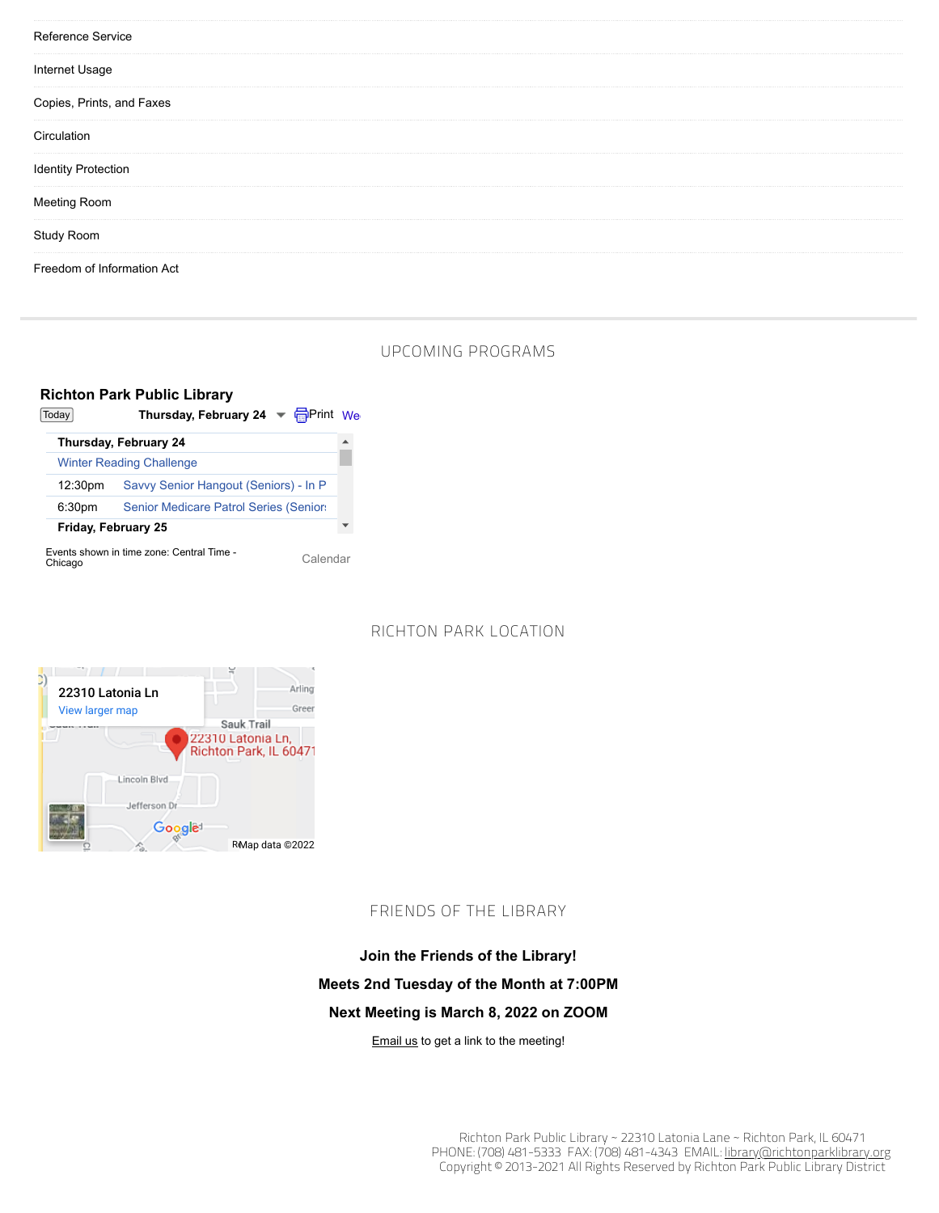Reference Service

Internet Usage

Copies, Prints, and Faxes

Circulation

Identity Protection

Meeting Room

Study Room

Freedom of Information Act

## UPCOMING PROGRAMS

**Richton Park Public Library**

Today | **Thursday, February 24** | Print | We

**Thursday, February 24**

Winter Reading Challenge

12:30pm Savvy Senior Hangout (Seniors) - In P

6:30pm Senior Medicare Patrol Series (Senior

**Friday, February 25**

Events shown in time zone: Central Time - Chicago

Calendar

## RICHTON PARK LOCATION

22310 Latonia Ln

View larger map

22310 Latonia Ln, Richton Park, IL 60471

Map data ©2022

## FRIENDS OF THE LIBRARY

**Join the Friends of the Library!**

**Meets 2nd Tuesday of the Month at 7:00PM**

**Next Meeting is March 8, 2022 on ZOOM**

Email us to get a link to the meeting!

Richton Park Public Library ~ 22310 Latonia Lane ~ Richton Park, IL 60471
PHONE: (708) 481-5333 FAX: (708) 481-4343 EMAIL: library@richtonparklibrary.org
Copyright © 2013-2021 All Rights Reserved by Richton Park Public Library District